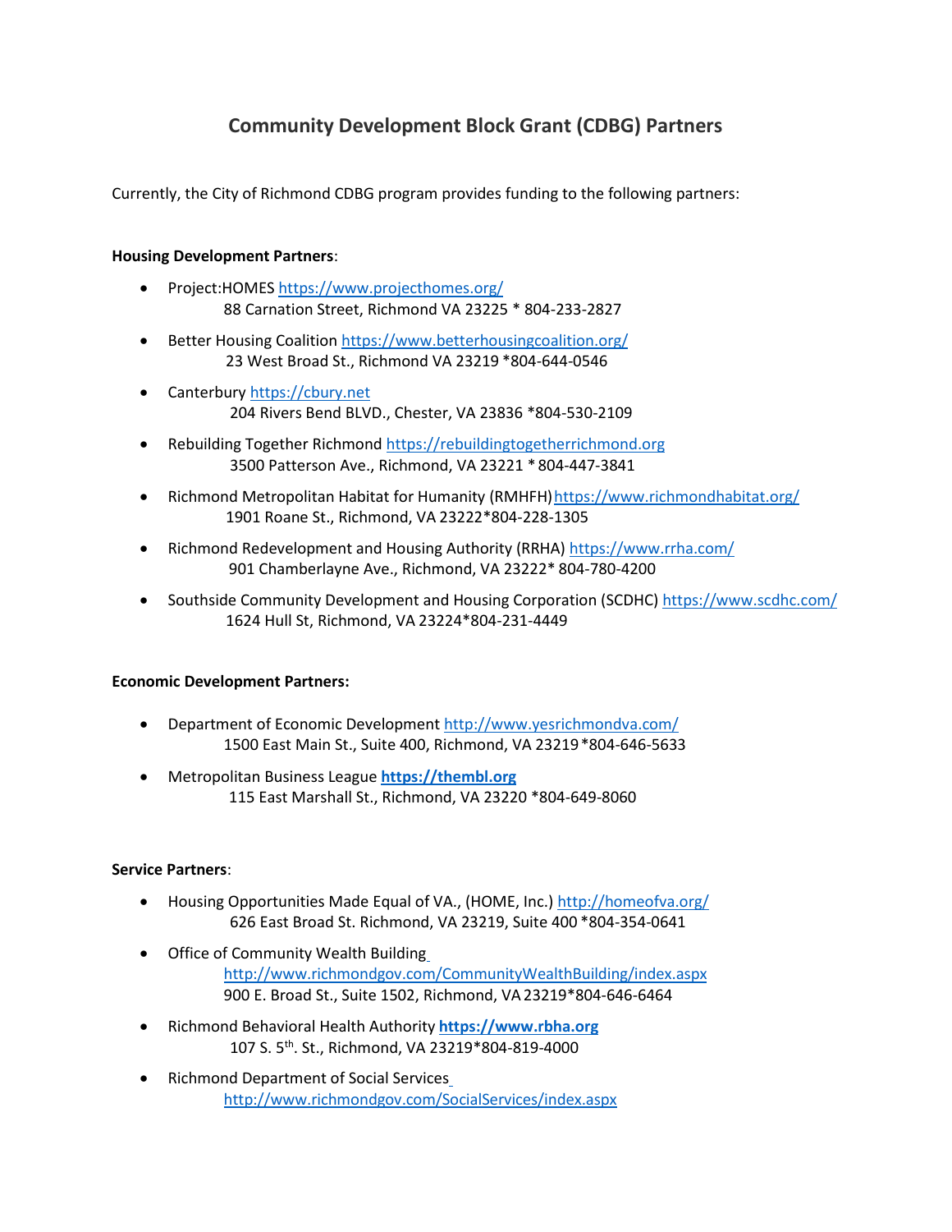# Community Development Block Grant (CDBG) Partners

Currently, the City of Richmond CDBG program provides funding to the following partners:

**Housing Development Partners**:

- Project:HOMES https://www.projecthomes.org/
  88 Carnation Street, Richmond VA 23225 * 804-233-2827
- Better Housing Coalition https://www.betterhousingcoalition.org/
  23 West Broad St., Richmond VA 23219 *804-644-0546
- Canterbury https://cbury.net
  204 Rivers Bend BLVD., Chester, VA 23836 *804-530-2109
- Rebuilding Together Richmond https://rebuildingtogetherrichmond.org
  3500 Patterson Ave., Richmond, VA 23221 * 804-447-3841
- Richmond Metropolitan Habitat for Humanity (RMHFH) https://www.richmondhabitat.org/
  1901 Roane St., Richmond, VA 23222*804-228-1305
- Richmond Redevelopment and Housing Authority (RRHA) https://www.rrha.com/
  901 Chamberlayne Ave., Richmond, VA 23222* 804-780-4200
- Southside Community Development and Housing Corporation (SCDHC) https://www.scdhc.com/
  1624 Hull St, Richmond, VA 23224*804-231-4449

**Economic Development Partners:**

- Department of Economic Development http://www.yesrichmondva.com/
  1500 East Main St., Suite 400, Richmond, VA 23219 *804-646-5633
- Metropolitan Business League **https://thembl.org**
  115 East Marshall St., Richmond, VA 23220 *804-649-8060

**Service Partners**:

- Housing Opportunities Made Equal of VA., (HOME, Inc.) http://homeofva.org/
  626 East Broad St. Richmond, VA 23219, Suite 400 *804-354-0641
- Office of Community Wealth Building
  http://www.richmondgov.com/CommunityWealthBuilding/index.aspx
  900 E. Broad St., Suite 1502, Richmond, VA 23219*804-646-6464
- Richmond Behavioral Health Authority **https://www.rbha.org**
  107 S. 5th. St., Richmond, VA 23219*804-819-4000
- Richmond Department of Social Services
  http://www.richmondgov.com/SocialServices/index.aspx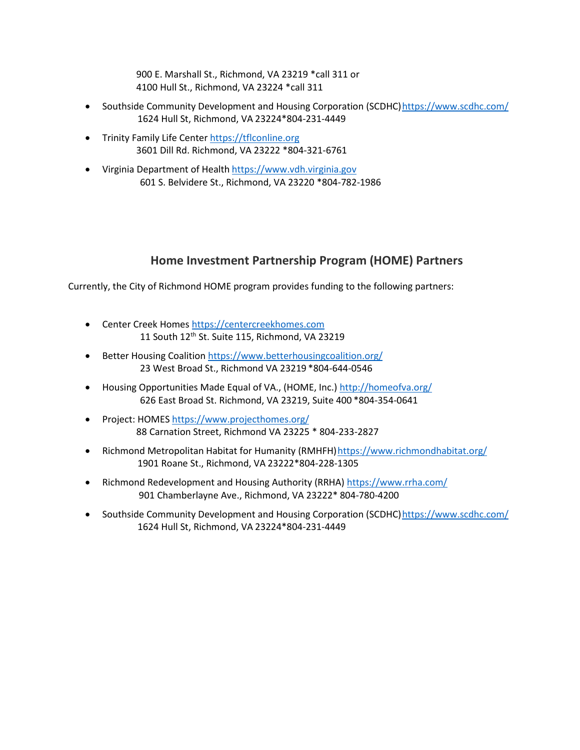900 E. Marshall St., Richmond, VA 23219 *call 311 or
4100 Hull St., Richmond, VA 23224 *call 311

- Southside Community Development and Housing Corporation (SCDHC) https://www.scdhc.com/
  1624 Hull St, Richmond, VA 23224*804-231-4449
- Trinity Family Life Center https://tflconline.org
  3601 Dill Rd. Richmond, VA 23222 *804-321-6761
- Virginia Department of Health https://www.vdh.virginia.gov
  601 S. Belvidere St., Richmond, VA 23220 *804-782-1986

## Home Investment Partnership Program (HOME) Partners

Currently, the City of Richmond HOME program provides funding to the following partners:

- Center Creek Homes https://centercreekhomes.com
  11 South 12th St. Suite 115, Richmond, VA 23219
- Better Housing Coalition https://www.betterhousingcoalition.org/
  23 West Broad St., Richmond VA 23219 *804-644-0546
- Housing Opportunities Made Equal of VA., (HOME, Inc.) http://homeofva.org/
  626 East Broad St. Richmond, VA 23219, Suite 400 *804-354-0641
- Project: HOMES https://www.projecthomes.org/
  88 Carnation Street, Richmond VA 23225 * 804-233-2827
- Richmond Metropolitan Habitat for Humanity (RMHFH) https://www.richmondhabitat.org/
  1901 Roane St., Richmond, VA 23222*804-228-1305
- Richmond Redevelopment and Housing Authority (RRHA) https://www.rrha.com/
  901 Chamberlayne Ave., Richmond, VA 23222* 804-780-4200
- Southside Community Development and Housing Corporation (SCDHC) https://www.scdhc.com/
  1624 Hull St, Richmond, VA 23224*804-231-4449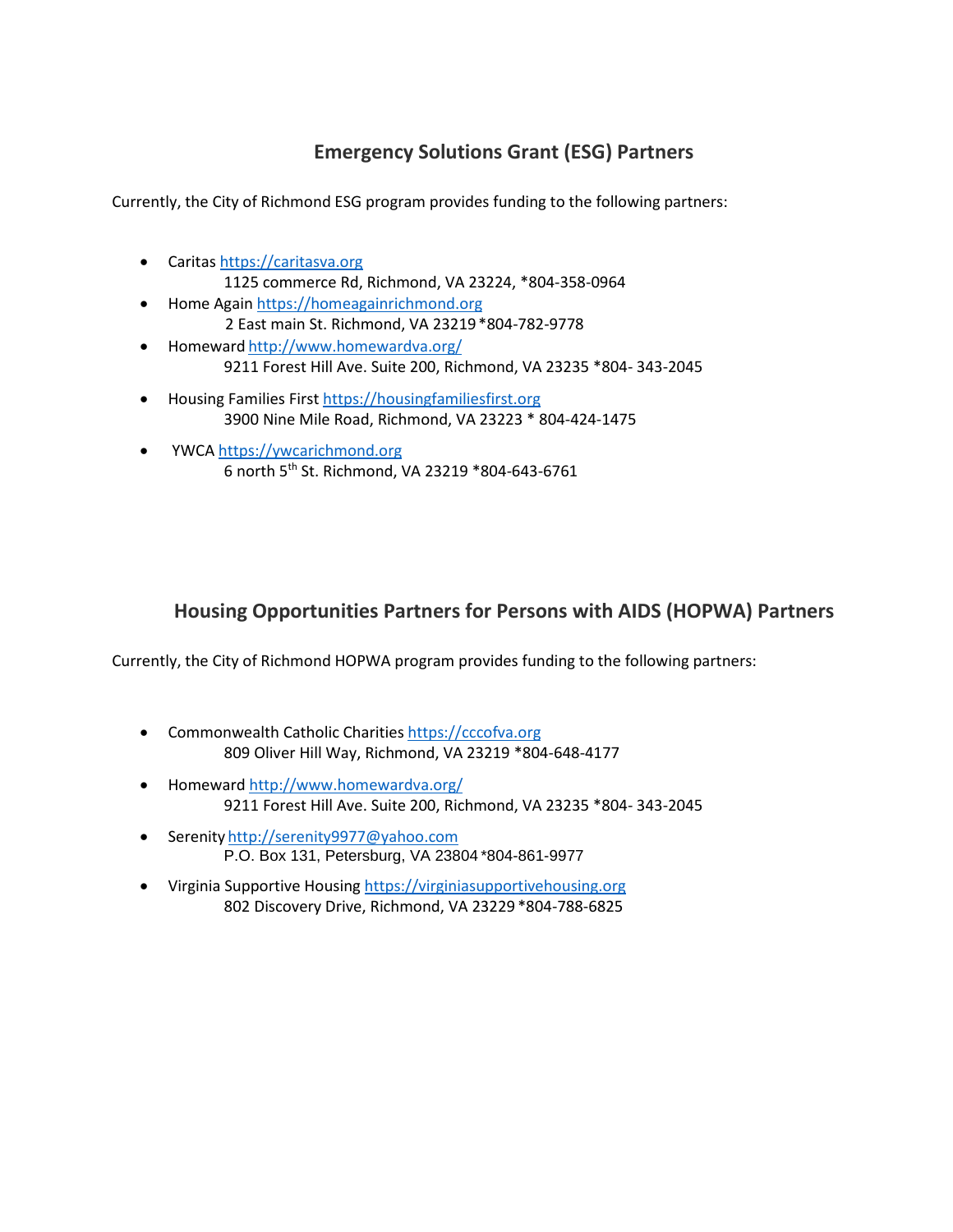## Emergency Solutions Grant (ESG) Partners

Currently, the City of Richmond ESG program provides funding to the following partners:

- Caritas https://caritasva.org
  1125 commerce Rd, Richmond, VA 23224, *804-358-0964
- Home Again https://homeagainrichmond.org
  2 East main St. Richmond, VA 23219 *804-782-9778
- Homeward http://www.homewardva.org/
  9211 Forest Hill Ave. Suite 200, Richmond, VA 23235 *804- 343-2045
- Housing Families First https://housingfamiliesfirst.org
  3900 Nine Mile Road, Richmond, VA 23223 * 804-424-1475
- YWCA https://ywcarichmond.org
  6 north 5th St. Richmond, VA 23219 *804-643-6761

## Housing Opportunities Partners for Persons with AIDS (HOPWA) Partners

Currently, the City of Richmond HOPWA program provides funding to the following partners:

- Commonwealth Catholic Charities https://cccofva.org
  809 Oliver Hill Way, Richmond, VA 23219 *804-648-4177
- Homeward http://www.homewardva.org/
  9211 Forest Hill Ave. Suite 200, Richmond, VA 23235 *804- 343-2045
- Serenity http://serenity9977@yahoo.com
  P.O. Box 131, Petersburg, VA 23804 *804-861-9977
- Virginia Supportive Housing https://virginiasupportivehousing.org
  802 Discovery Drive, Richmond, VA 23229 *804-788-6825